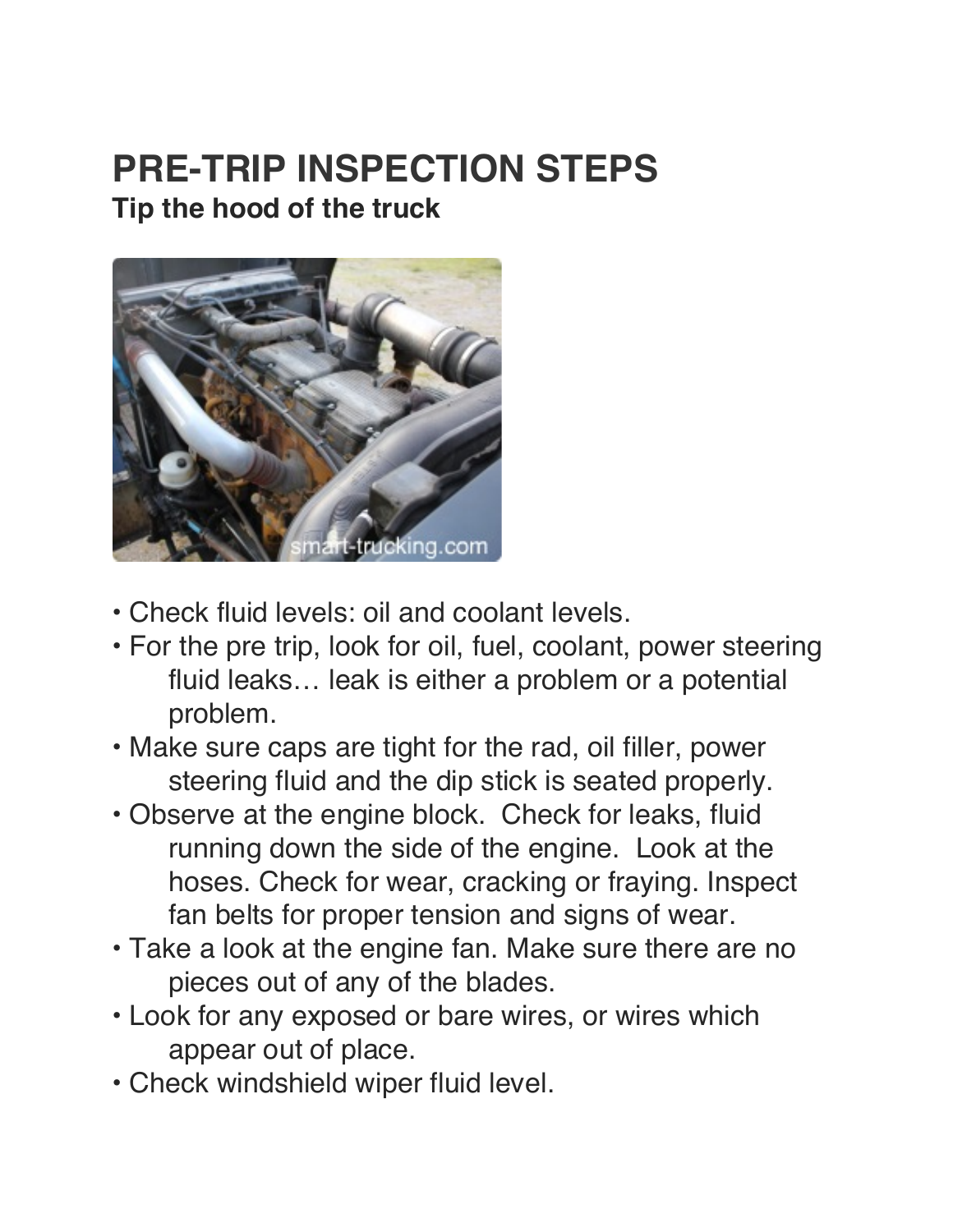# PRE-TRIP INSPECTION STEPS

## Tip the hood of the truck

- Check fluid levels: oil and coolant levels.
- For the pre trip, look for oil, fuel, coolant, power steering fluid leaks… leak is either a problem or a potential problem.
- Make sure caps are tight for the rad, oil filler, power steering fluid and the dip stick is seated properly.
- Observe at the engine block. Check for leaks, fluid running down the side of the engine. Look at the hoses. Check for wear, cracking or fraying. Inspect fan belts for proper tension and signs of wear.
- Take a look at the engine fan. Make sure there are no pieces out of any of the blades.
- Look for any exposed or bare wires, or wires which appear out of place.
- Check windshield wiper fluid level.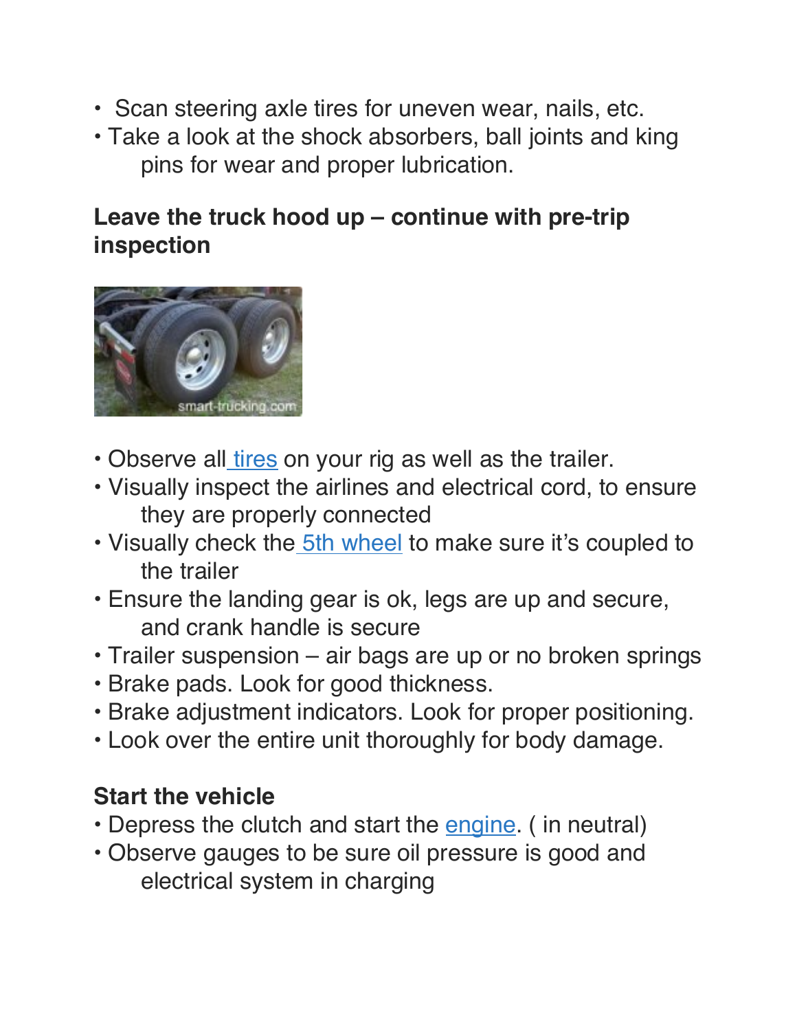- Scan steering axle tires for uneven wear, nails, etc.
- Take a look at the shock absorbers, ball joints and king pins for wear and proper lubrication.

**Leave the truck hood up – continue with pre-trip inspection**

- Observe all tires on your rig as well as the trailer.
- Visually inspect the airlines and electrical cord, to ensure they are properly connected
- Visually check the 5th wheel to make sure it's coupled to the trailer
- Ensure the landing gear is ok, legs are up and secure, and crank handle is secure
- Trailer suspension – air bags are up or no broken springs
- Brake pads. Look for good thickness.
- Brake adjustment indicators. Look for proper positioning.
- Look over the entire unit thoroughly for body damage.

**Start the vehicle**

- Depress the clutch and start the engine. ( in neutral)
- Observe gauges to be sure oil pressure is good and electrical system in charging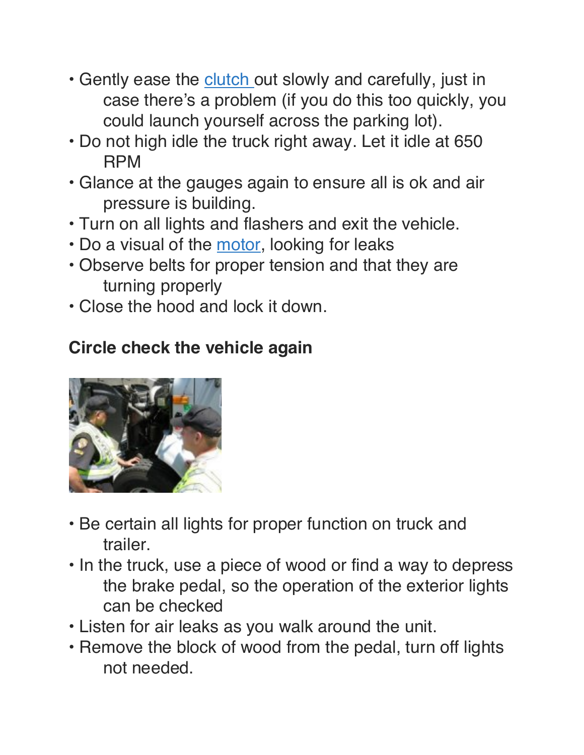- Gently ease the clutch out slowly and carefully, just in case there's a problem (if you do this too quickly, you could launch yourself across the parking lot).
- Do not high idle the truck right away. Let it idle at 650 RPM
- Glance at the gauges again to ensure all is ok and air pressure is building.
- Turn on all lights and flashers and exit the vehicle.
- Do a visual of the motor, looking for leaks
- Observe belts for proper tension and that they are turning properly
- Close the hood and lock it down.

**Circle check the vehicle again**

- Be certain all lights for proper function on truck and trailer.
- In the truck, use a piece of wood or find a way to depress the brake pedal, so the operation of the exterior lights can be checked
- Listen for air leaks as you walk around the unit.
- Remove the block of wood from the pedal, turn off lights not needed.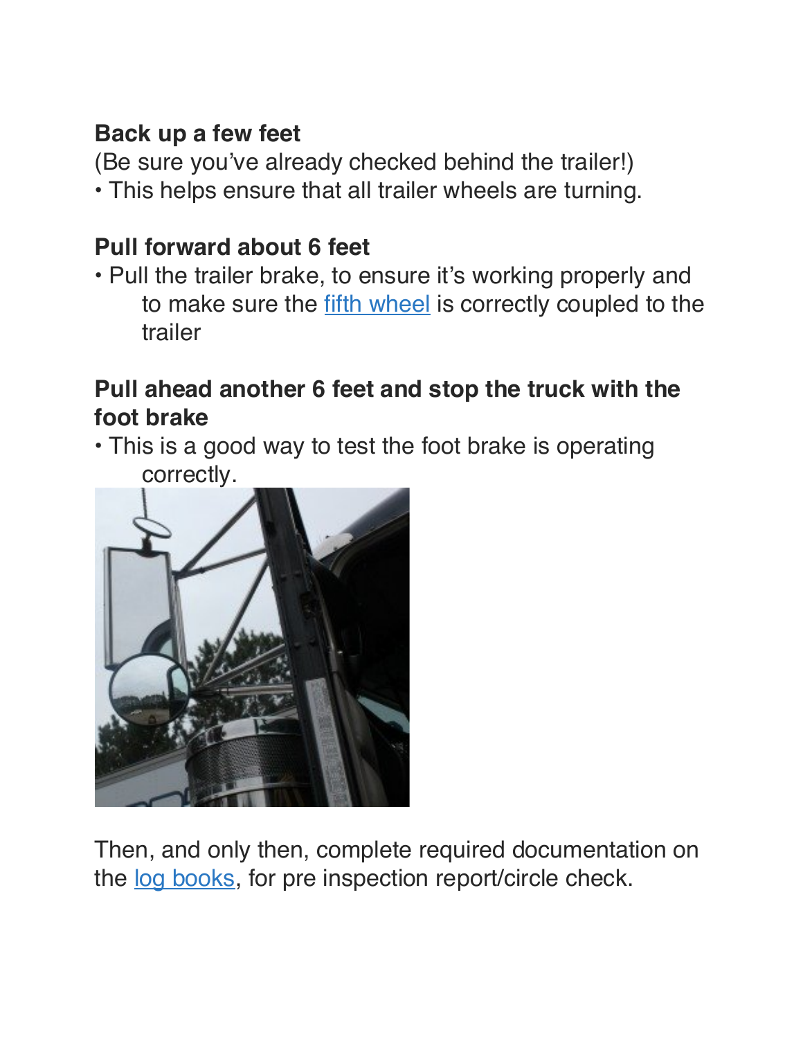**Back up a few feet**

(Be sure you've already checked behind the trailer!)

- This helps ensure that all trailer wheels are turning.

**Pull forward about 6 feet**

- Pull the trailer brake, to ensure it's working properly and to make sure the fifth wheel is correctly coupled to the trailer

**Pull ahead another 6 feet and stop the truck with the foot brake**

- This is a good way to test the foot brake is operating correctly.

Then, and only then, complete required documentation on the log books, for pre inspection report/circle check.